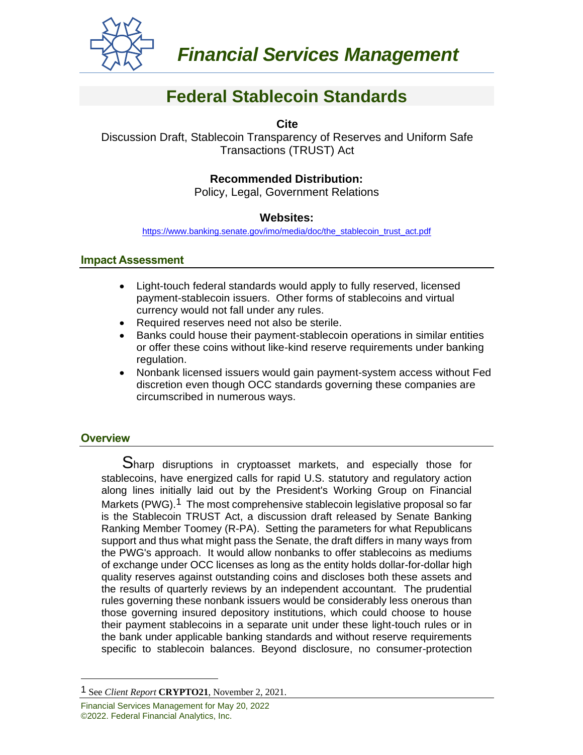# Financial Services Management

## Federal Stablecoin Standards

**Cite**

Discussion Draft, Stablecoin Transparency of Reserves and Uniform Safe Transactions (TRUST) Act

**Recommended Distribution:**

Policy, Legal, Government Relations

**Websites:**

https://www.banking.senate.gov/imo/media/doc/the_stablecoin_trust_act.pdf

### Impact Assessment

- Light-touch federal standards would apply to fully reserved, licensed payment-stablecoin issuers. Other forms of stablecoins and virtual currency would not fall under any rules.
- Required reserves need not also be sterile.
- Banks could house their payment-stablecoin operations in similar entities or offer these coins without like-kind reserve requirements under banking regulation.
- Nonbank licensed issuers would gain payment-system access without Fed discretion even though OCC standards governing these companies are circumscribed in numerous ways.

### Overview

Sharp disruptions in cryptoasset markets, and especially those for stablecoins, have energized calls for rapid U.S. statutory and regulatory action along lines initially laid out by the President's Working Group on Financial Markets (PWG).[1] The most comprehensive stablecoin legislative proposal so far is the Stablecoin TRUST Act, a discussion draft released by Senate Banking Ranking Member Toomey (R-PA). Setting the parameters for what Republicans support and thus what might pass the Senate, the draft differs in many ways from the PWG's approach. It would allow nonbanks to offer stablecoins as mediums of exchange under OCC licenses as long as the entity holds dollar-for-dollar high quality reserves against outstanding coins and discloses both these assets and the results of quarterly reviews by an independent accountant. The prudential rules governing these nonbank issuers would be considerably less onerous than those governing insured depository institutions, which could choose to house their payment stablecoins in a separate unit under these light-touch rules or in the bank under applicable banking standards and without reserve requirements specific to stablecoin balances. Beyond disclosure, no consumer-protection

---

[1] See *Client Report* **CRYPTO21**, November 2, 2021.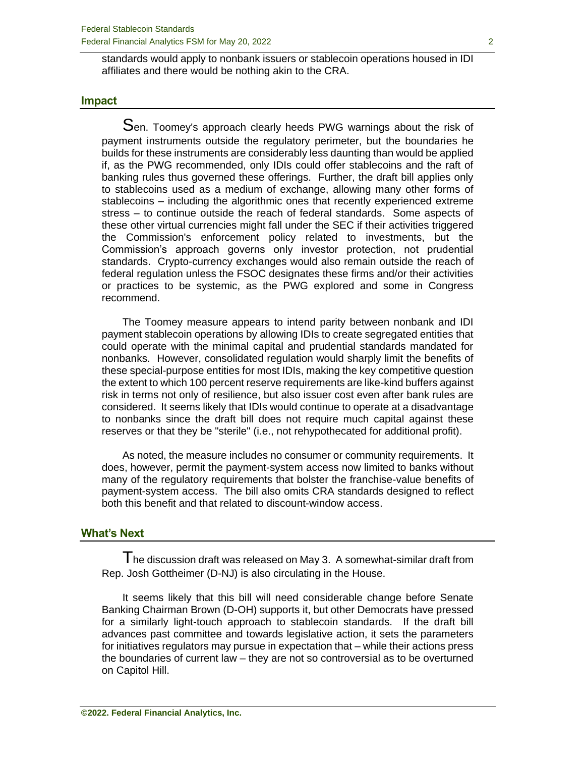standards would apply to nonbank issuers or stablecoin operations housed in IDI affiliates and there would be nothing akin to the CRA.

## Impact

Sen. Toomey's approach clearly heeds PWG warnings about the risk of payment instruments outside the regulatory perimeter, but the boundaries he builds for these instruments are considerably less daunting than would be applied if, as the PWG recommended, only IDIs could offer stablecoins and the raft of banking rules thus governed these offerings. Further, the draft bill applies only to stablecoins used as a medium of exchange, allowing many other forms of stablecoins – including the algorithmic ones that recently experienced extreme stress – to continue outside the reach of federal standards. Some aspects of these other virtual currencies might fall under the SEC if their activities triggered the Commission's enforcement policy related to investments, but the Commission's approach governs only investor protection, not prudential standards. Crypto-currency exchanges would also remain outside the reach of federal regulation unless the FSOC designates these firms and/or their activities or practices to be systemic, as the PWG explored and some in Congress recommend.

The Toomey measure appears to intend parity between nonbank and IDI payment stablecoin operations by allowing IDIs to create segregated entities that could operate with the minimal capital and prudential standards mandated for nonbanks. However, consolidated regulation would sharply limit the benefits of these special-purpose entities for most IDIs, making the key competitive question the extent to which 100 percent reserve requirements are like-kind buffers against risk in terms not only of resilience, but also issuer cost even after bank rules are considered. It seems likely that IDIs would continue to operate at a disadvantage to nonbanks since the draft bill does not require much capital against these reserves or that they be "sterile" (i.e., not rehypothecated for additional profit).

As noted, the measure includes no consumer or community requirements. It does, however, permit the payment-system access now limited to banks without many of the regulatory requirements that bolster the franchise-value benefits of payment-system access. The bill also omits CRA standards designed to reflect both this benefit and that related to discount-window access.

## What's Next

The discussion draft was released on May 3. A somewhat-similar draft from Rep. Josh Gottheimer (D-NJ) is also circulating in the House.

It seems likely that this bill will need considerable change before Senate Banking Chairman Brown (D-OH) supports it, but other Democrats have pressed for a similarly light-touch approach to stablecoin standards. If the draft bill advances past committee and towards legislative action, it sets the parameters for initiatives regulators may pursue in expectation that – while their actions press the boundaries of current law – they are not so controversial as to be overturned on Capitol Hill.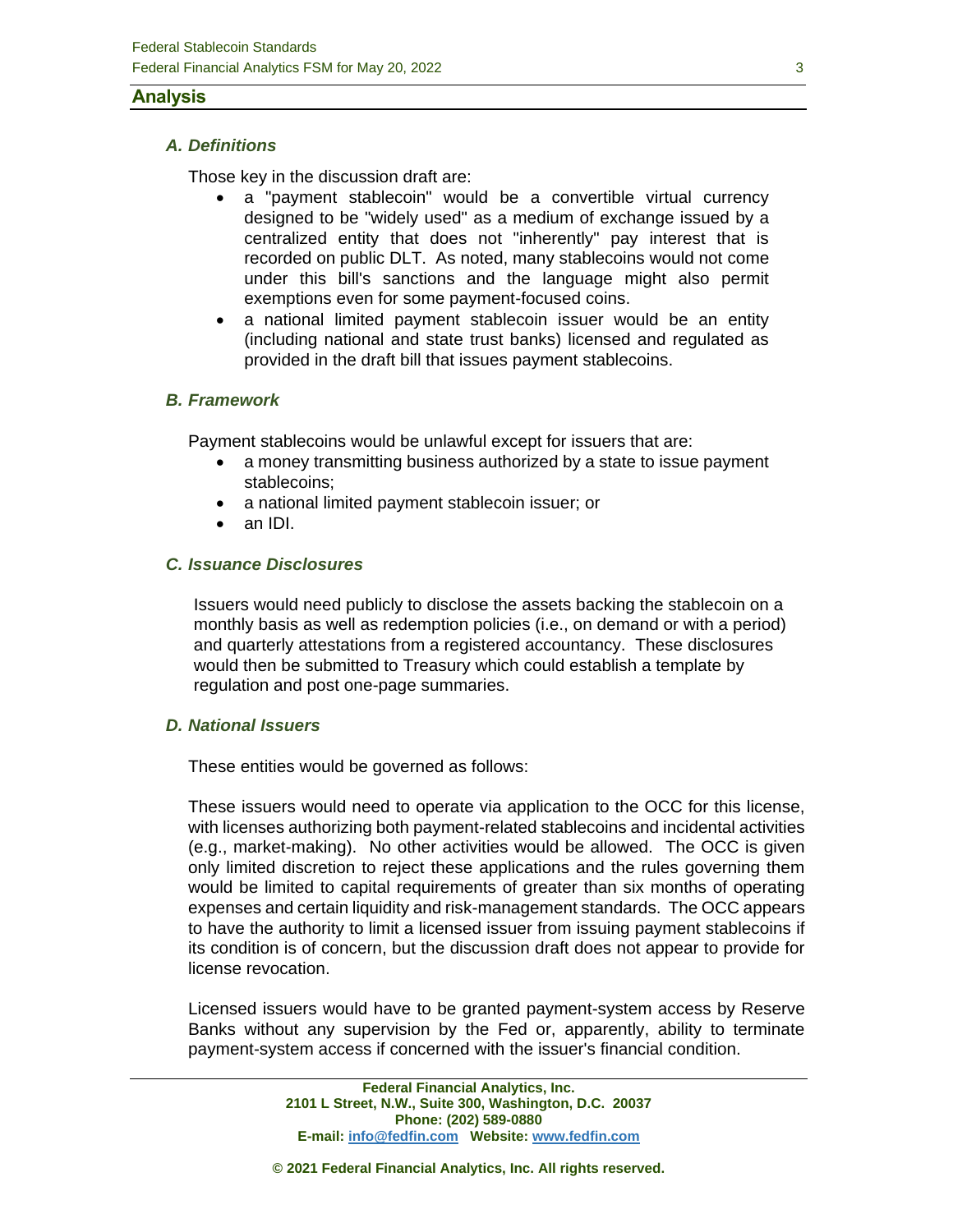## Analysis

### *A. Definitions*

Those key in the discussion draft are:

- a "payment stablecoin" would be a convertible virtual currency designed to be "widely used" as a medium of exchange issued by a centralized entity that does not "inherently" pay interest that is recorded on public DLT. As noted, many stablecoins would not come under this bill's sanctions and the language might also permit exemptions even for some payment-focused coins.
- a national limited payment stablecoin issuer would be an entity (including national and state trust banks) licensed and regulated as provided in the draft bill that issues payment stablecoins.

### *B. Framework*

Payment stablecoins would be unlawful except for issuers that are:

- a money transmitting business authorized by a state to issue payment stablecoins;
- a national limited payment stablecoin issuer; or
- an IDI.

### *C. Issuance Disclosures*

Issuers would need publicly to disclose the assets backing the stablecoin on a monthly basis as well as redemption policies (i.e., on demand or with a period) and quarterly attestations from a registered accountancy. These disclosures would then be submitted to Treasury which could establish a template by regulation and post one-page summaries.

### *D. National Issuers*

These entities would be governed as follows:

These issuers would need to operate via application to the OCC for this license, with licenses authorizing both payment-related stablecoins and incidental activities (e.g., market-making). No other activities would be allowed. The OCC is given only limited discretion to reject these applications and the rules governing them would be limited to capital requirements of greater than six months of operating expenses and certain liquidity and risk-management standards. The OCC appears to have the authority to limit a licensed issuer from issuing payment stablecoins if its condition is of concern, but the discussion draft does not appear to provide for license revocation.

Licensed issuers would have to be granted payment-system access by Reserve Banks without any supervision by the Fed or, apparently, ability to terminate payment-system access if concerned with the issuer's financial condition.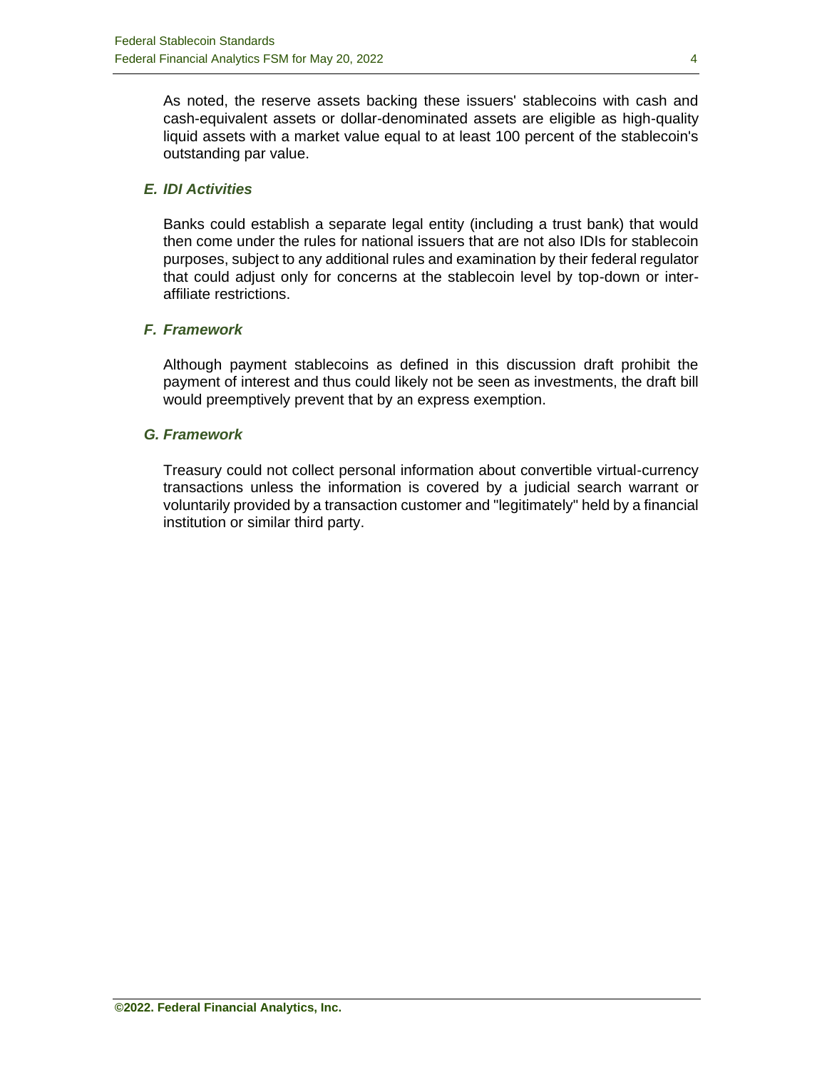As noted, the reserve assets backing these issuers' stablecoins with cash and cash-equivalent assets or dollar-denominated assets are eligible as high-quality liquid assets with a market value equal to at least 100 percent of the stablecoin's outstanding par value.

### *E. IDI Activities*

Banks could establish a separate legal entity (including a trust bank) that would then come under the rules for national issuers that are not also IDIs for stablecoin purposes, subject to any additional rules and examination by their federal regulator that could adjust only for concerns at the stablecoin level by top-down or inter-affiliate restrictions.

### *F. Framework*

Although payment stablecoins as defined in this discussion draft prohibit the payment of interest and thus could likely not be seen as investments, the draft bill would preemptively prevent that by an express exemption.

### *G. Framework*

Treasury could not collect personal information about convertible virtual-currency transactions unless the information is covered by a judicial search warrant or voluntarily provided by a transaction customer and "legitimately" held by a financial institution or similar third party.